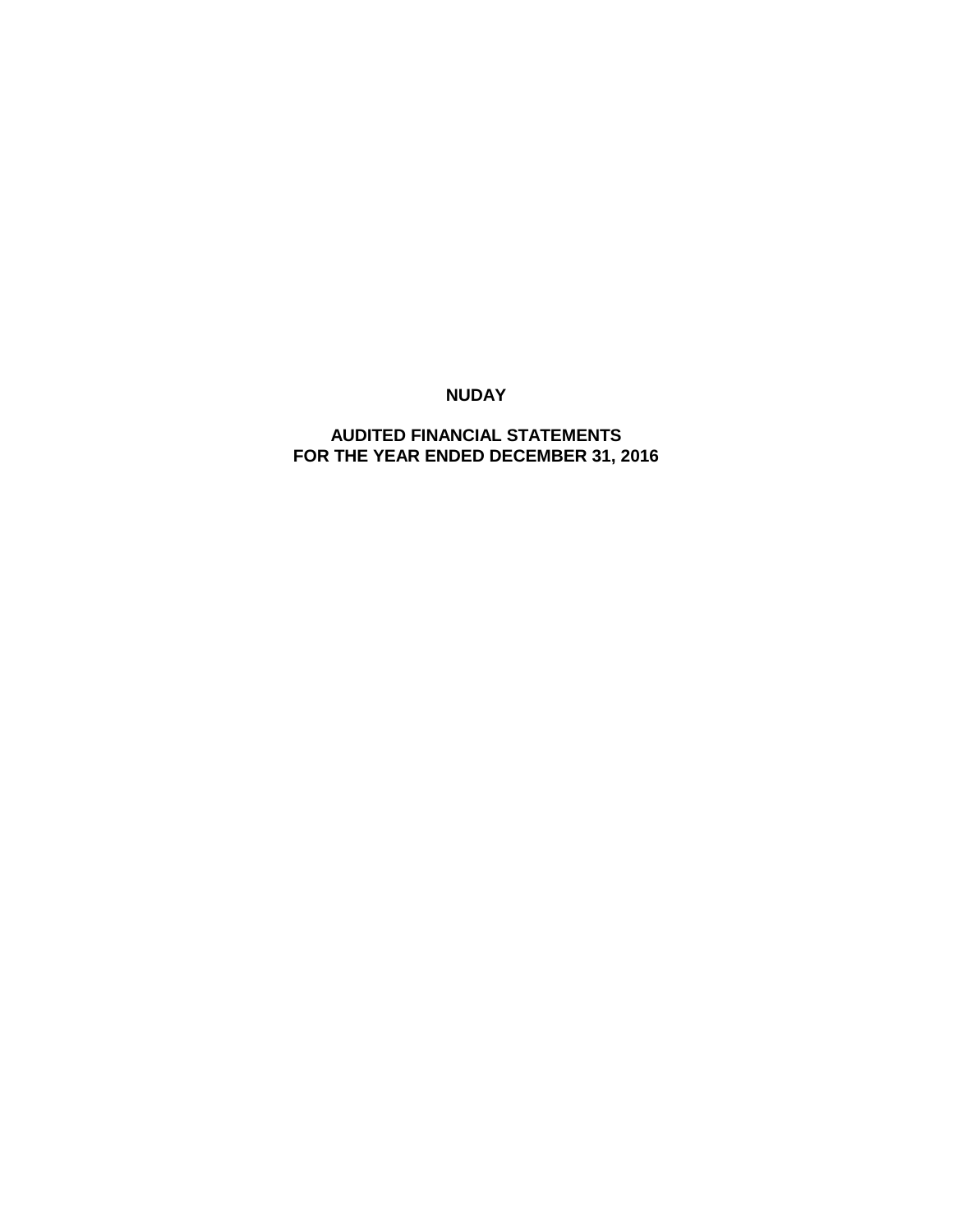# NUDAY

## AUDITED FINANCIAL STATEMENTS
## FOR THE YEAR ENDED DECEMBER 31, 2016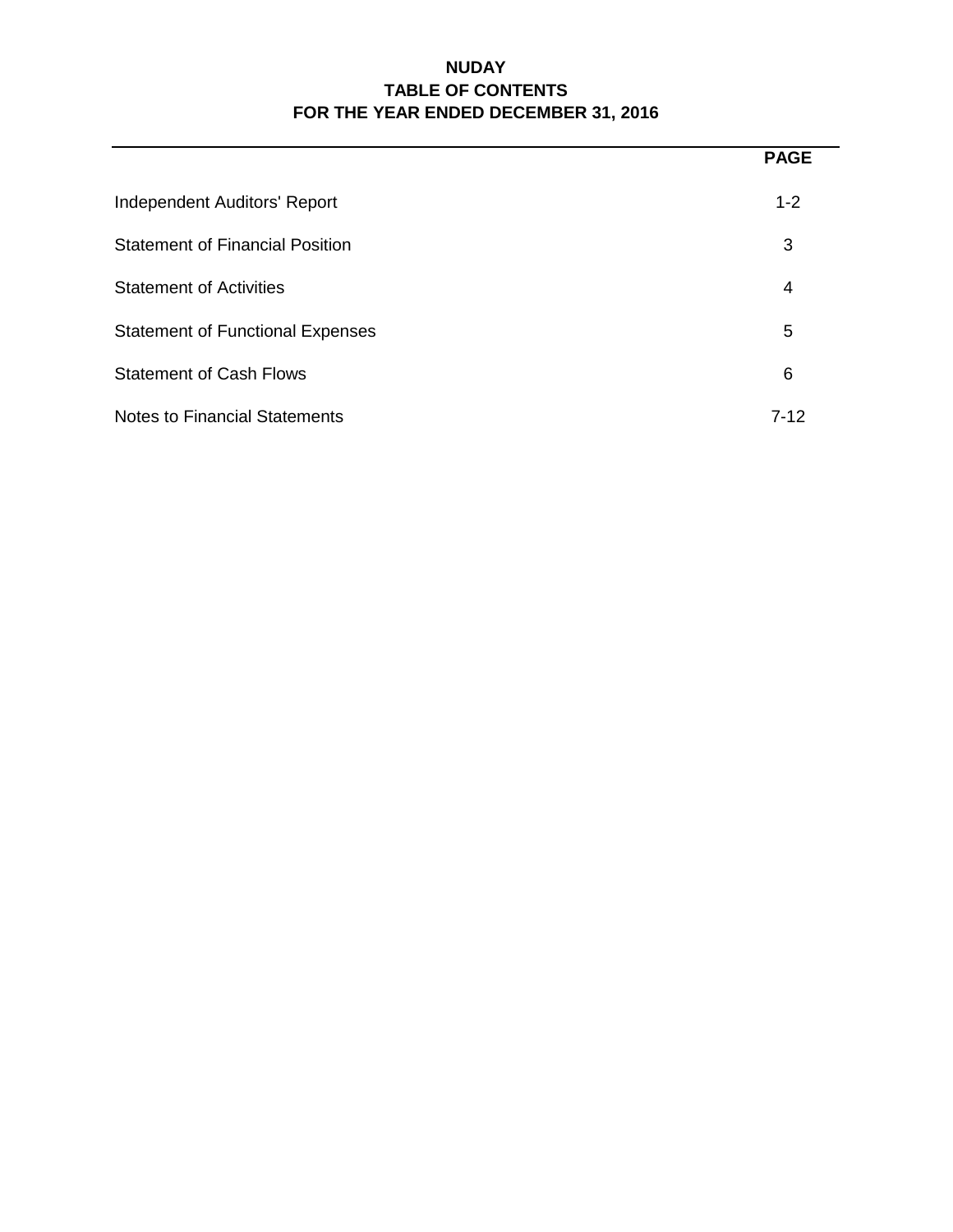# NUDAY
## TABLE OF CONTENTS
### FOR THE YEAR ENDED DECEMBER 31, 2016

| | PAGE |
|---|---|
| Independent Auditors' Report | 1-2 |
| Statement of Financial Position | 3 |
| Statement of Activities | 4 |
| Statement of Functional Expenses | 5 |
| Statement of Cash Flows | 6 |
| Notes to Financial Statements | 7-12 |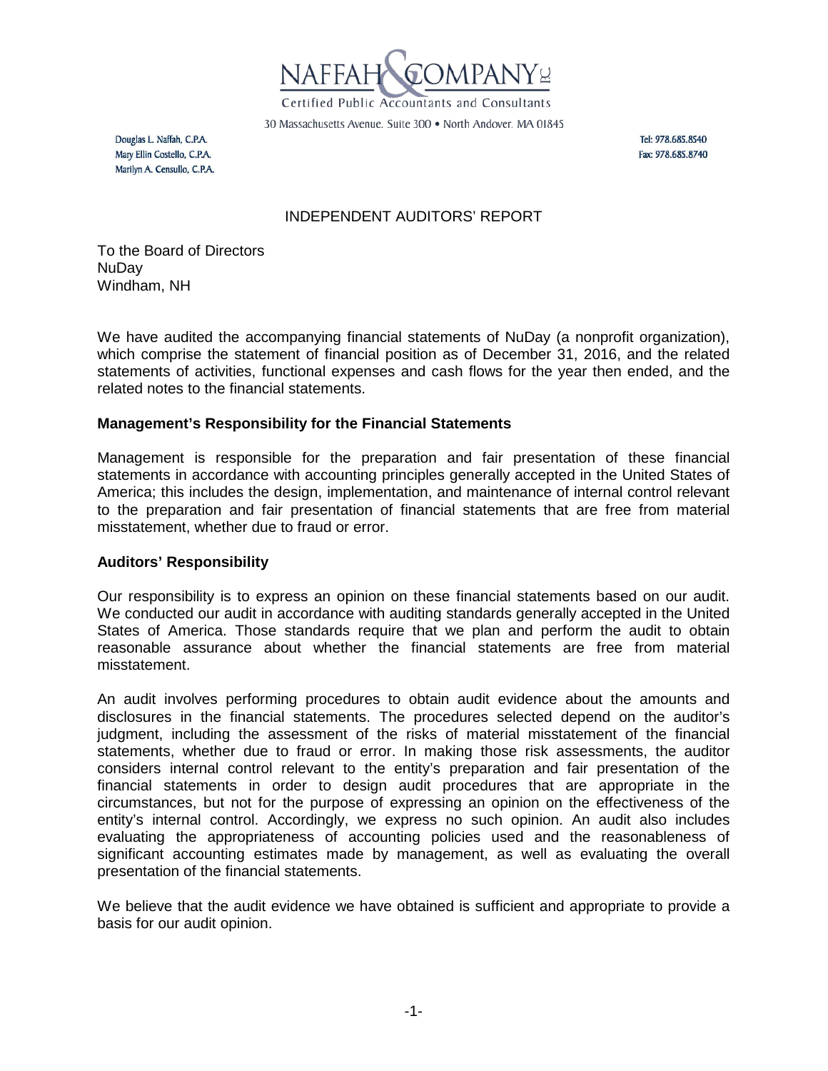NAFFAH & COMPANY PC

Certified Public Accountants and Consultants

30 Massachusetts Avenue, Suite 300 • North Andover, MA 01845

Douglas L. Naffah, C.P.A.
Mary Ellin Costello, C.P.A.
Marilyn A. Censullo, C.P.A.

Tel: 978.685.8540
Fax: 978.685.8740

# INDEPENDENT AUDITORS' REPORT

To the Board of Directors
NuDay
Windham, NH

We have audited the accompanying financial statements of NuDay (a nonprofit organization), which comprise the statement of financial position as of December 31, 2016, and the related statements of activities, functional expenses and cash flows for the year then ended, and the related notes to the financial statements.

## Management's Responsibility for the Financial Statements

Management is responsible for the preparation and fair presentation of these financial statements in accordance with accounting principles generally accepted in the United States of America; this includes the design, implementation, and maintenance of internal control relevant to the preparation and fair presentation of financial statements that are free from material misstatement, whether due to fraud or error.

## Auditors' Responsibility

Our responsibility is to express an opinion on these financial statements based on our audit. We conducted our audit in accordance with auditing standards generally accepted in the United States of America. Those standards require that we plan and perform the audit to obtain reasonable assurance about whether the financial statements are free from material misstatement.

An audit involves performing procedures to obtain audit evidence about the amounts and disclosures in the financial statements. The procedures selected depend on the auditor's judgment, including the assessment of the risks of material misstatement of the financial statements, whether due to fraud or error. In making those risk assessments, the auditor considers internal control relevant to the entity's preparation and fair presentation of the financial statements in order to design audit procedures that are appropriate in the circumstances, but not for the purpose of expressing an opinion on the effectiveness of the entity's internal control. Accordingly, we express no such opinion. An audit also includes evaluating the appropriateness of accounting policies used and the reasonableness of significant accounting estimates made by management, as well as evaluating the overall presentation of the financial statements.

We believe that the audit evidence we have obtained is sufficient and appropriate to provide a basis for our audit opinion.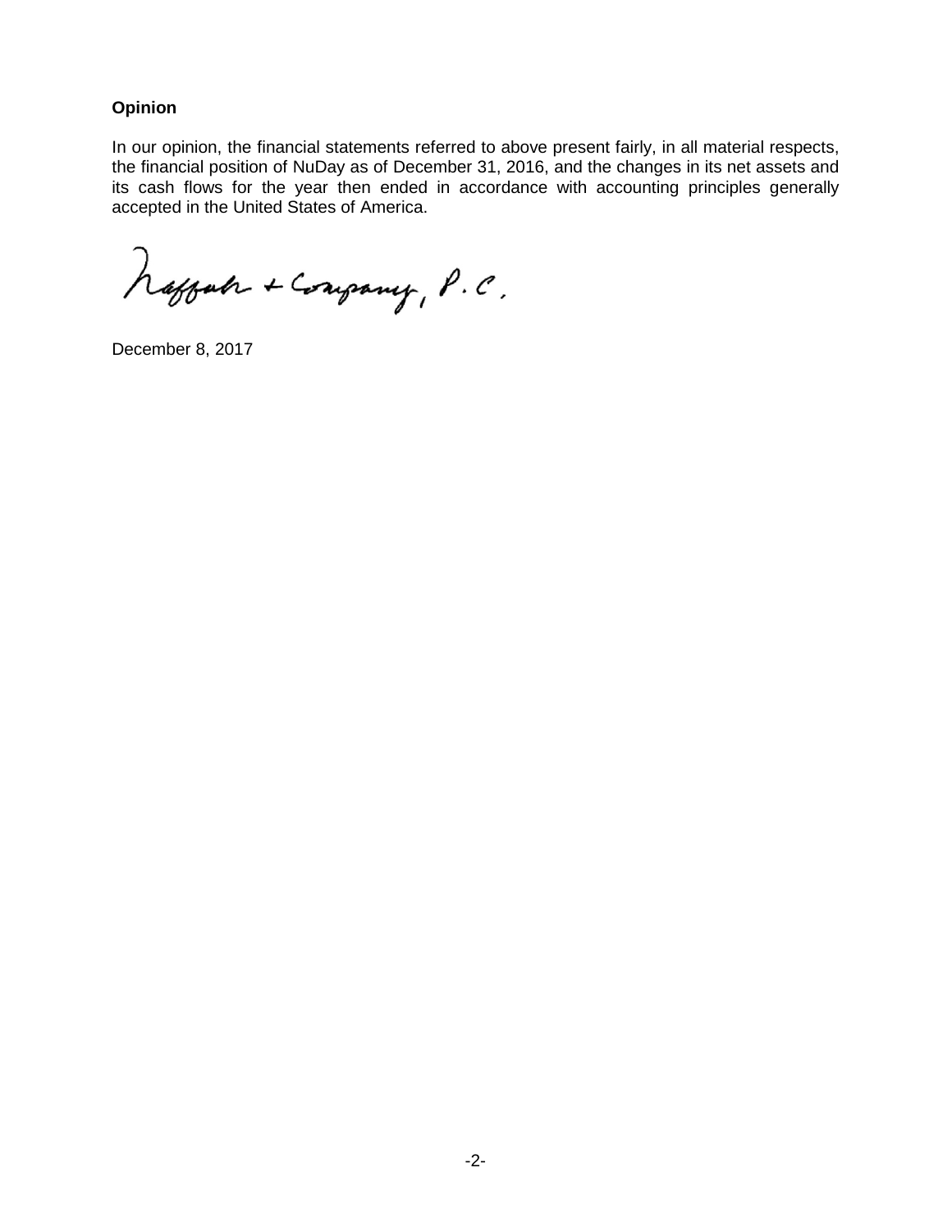### Opinion

In our opinion, the financial statements referred to above present fairly, in all material respects, the financial position of NuDay as of December 31, 2016, and the changes in its net assets and its cash flows for the year then ended in accordance with accounting principles generally accepted in the United States of America.

Raffa & Company, P.C.

December 8, 2017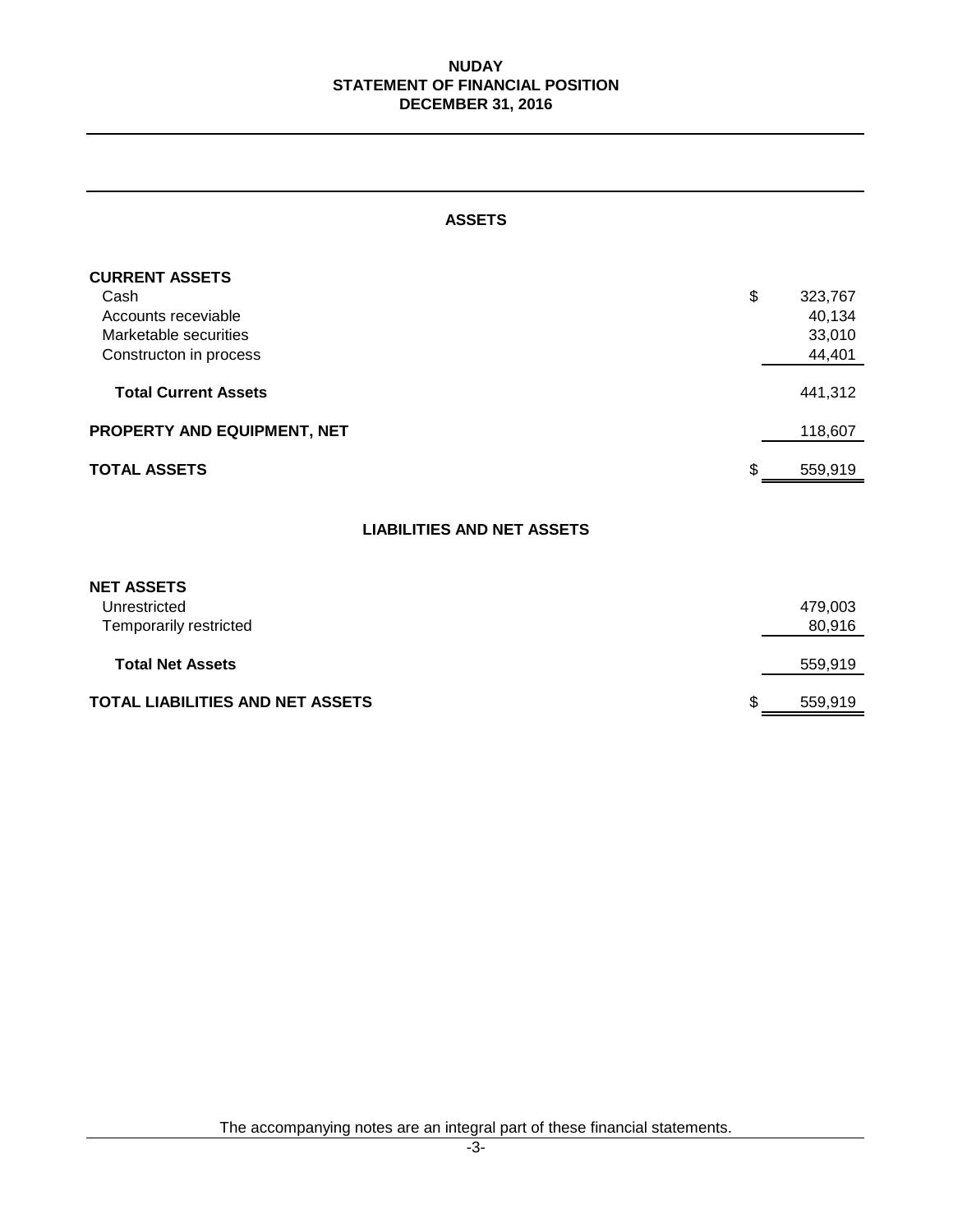# NUDAY
## STATEMENT OF FINANCIAL POSITION
## DECEMBER 31, 2016

### ASSETS

| | |
|---|---|
| **CURRENT ASSETS** | |
| Cash | $ 323,767 |
| Accounts receviable | 40,134 |
| Marketable securities | 33,010 |
| Constructon in process | 44,401 |
| **Total Current Assets** | 441,312 |
| **PROPERTY AND EQUIPMENT, NET** | 118,607 |
| **TOTAL ASSETS** | $ 559,919 |

### LIABILITIES AND NET ASSETS

| | |
|---|---|
| **NET ASSETS** | |
| Unrestricted | 479,003 |
| Temporarily restricted | 80,916 |
| **Total Net Assets** | 559,919 |
| **TOTAL LIABILITIES AND NET ASSETS** | $ 559,919 |

The accompanying notes are an integral part of these financial statements.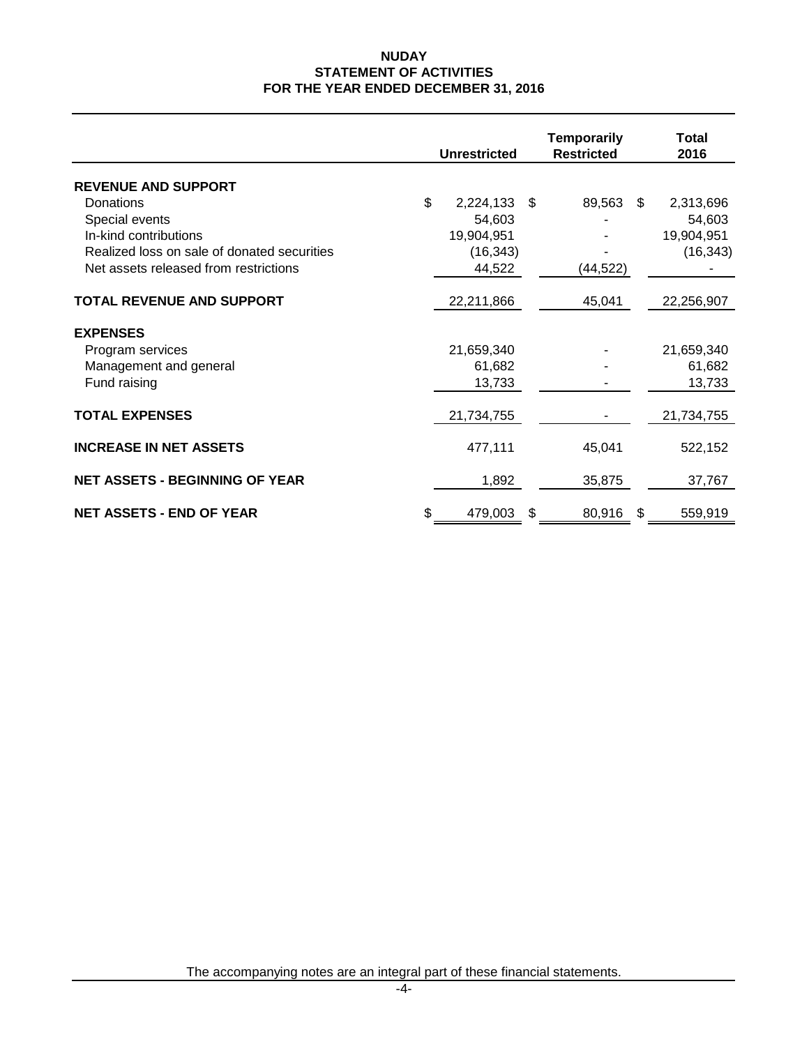# NUDAY
## STATEMENT OF ACTIVITIES
## FOR THE YEAR ENDED DECEMBER 31, 2016

| | Unrestricted | Temporarily Restricted | Total 2016 |
|---|---|---|---|
| **REVENUE AND SUPPORT** | | | |
| Donations | $ 2,224,133 | $ 89,563 | $ 2,313,696 |
| Special events | 54,603 | - | 54,603 |
| In-kind contributions | 19,904,951 | - | 19,904,951 |
| Realized loss on sale of donated securities | (16,343) | - | (16,343) |
| Net assets released from restrictions | 44,522 | (44,522) | - |
| **TOTAL REVENUE AND SUPPORT** | 22,211,866 | 45,041 | 22,256,907 |
| **EXPENSES** | | | |
| Program services | 21,659,340 | - | 21,659,340 |
| Management and general | 61,682 | - | 61,682 |
| Fund raising | 13,733 | - | 13,733 |
| **TOTAL EXPENSES** | 21,734,755 | - | 21,734,755 |
| **INCREASE IN NET ASSETS** | 477,111 | 45,041 | 522,152 |
| **NET ASSETS - BEGINNING OF YEAR** | 1,892 | 35,875 | 37,767 |
| **NET ASSETS - END OF YEAR** | $ 479,003 | $ 80,916 | $ 559,919 |

The accompanying notes are an integral part of these financial statements.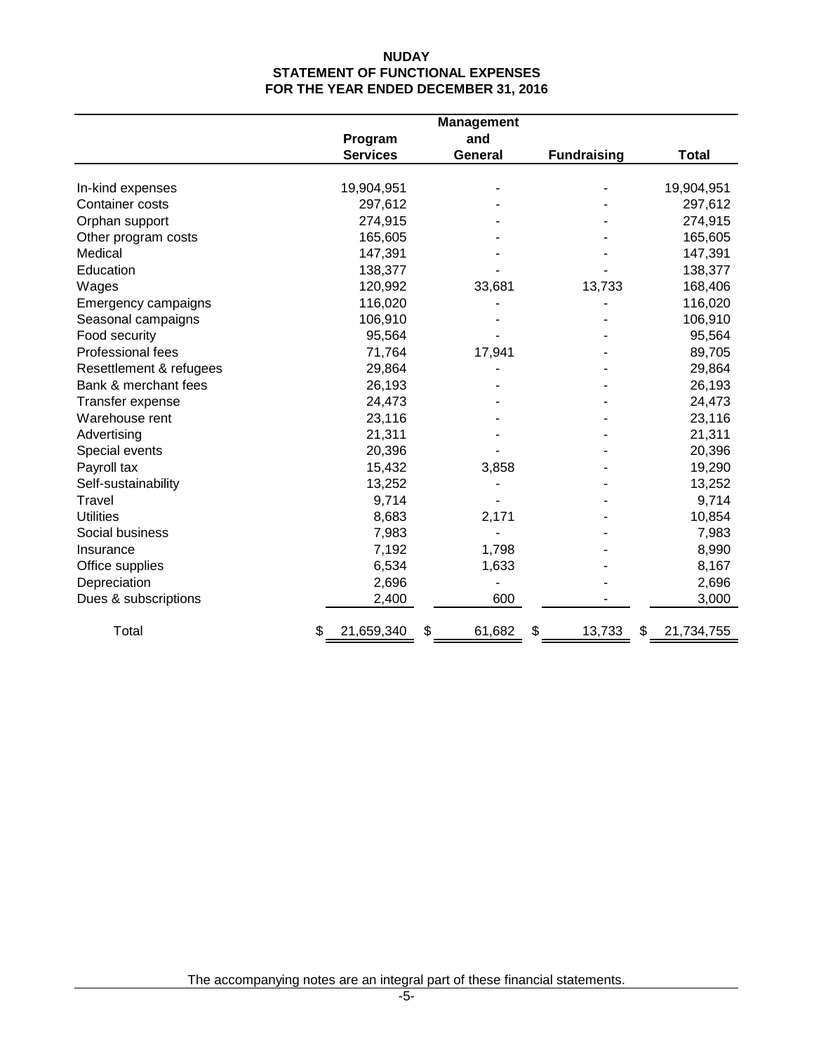# NUDAY
## STATEMENT OF FUNCTIONAL EXPENSES
## FOR THE YEAR ENDED DECEMBER 31, 2016

| | Program Services | Management and General | Fundraising | Total |
|---|---|---|---|---|
| In-kind expenses | 19,904,951 | - | - | 19,904,951 |
| Container costs | 297,612 | - | - | 297,612 |
| Orphan support | 274,915 | - | - | 274,915 |
| Other program costs | 165,605 | - | - | 165,605 |
| Medical | 147,391 | - | - | 147,391 |
| Education | 138,377 | - | - | 138,377 |
| Wages | 120,992 | 33,681 | 13,733 | 168,406 |
| Emergency campaigns | 116,020 | - | - | 116,020 |
| Seasonal campaigns | 106,910 | - | - | 106,910 |
| Food security | 95,564 | - | - | 95,564 |
| Professional fees | 71,764 | 17,941 | - | 89,705 |
| Resettlement & refugees | 29,864 | - | - | 29,864 |
| Bank & merchant fees | 26,193 | - | - | 26,193 |
| Transfer expense | 24,473 | - | - | 24,473 |
| Warehouse rent | 23,116 | - | - | 23,116 |
| Advertising | 21,311 | - | - | 21,311 |
| Special events | 20,396 | - | - | 20,396 |
| Payroll tax | 15,432 | 3,858 | - | 19,290 |
| Self-sustainability | 13,252 | - | - | 13,252 |
| Travel | 9,714 | - | - | 9,714 |
| Utilities | 8,683 | 2,171 | - | 10,854 |
| Social business | 7,983 | - | - | 7,983 |
| Insurance | 7,192 | 1,798 | - | 8,990 |
| Office supplies | 6,534 | 1,633 | - | 8,167 |
| Depreciation | 2,696 | - | - | 2,696 |
| Dues & subscriptions | 2,400 | 600 | - | 3,000 |
| Total | $ 21,659,340 | $ 61,682 | $ 13,733 | $ 21,734,755 |

The accompanying notes are an integral part of these financial statements.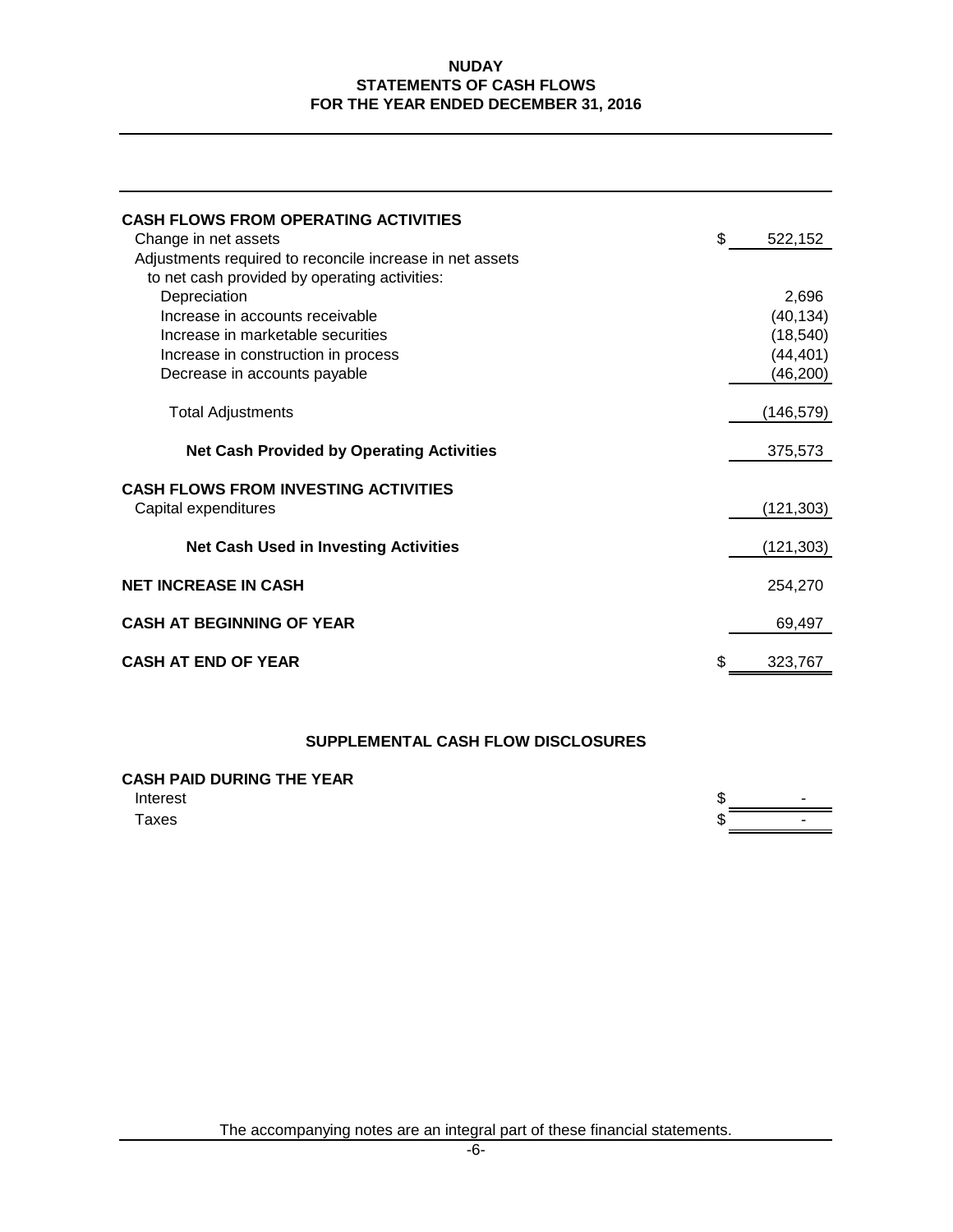# NUDAY
## STATEMENTS OF CASH FLOWS
## FOR THE YEAR ENDED DECEMBER 31, 2016

| | |
|---|---|
| **CASH FLOWS FROM OPERATING ACTIVITIES** | |
| Change in net assets | $ 522,152 |
| Adjustments required to reconcile increase in net assets to net cash provided by operating activities: | |
| Depreciation | 2,696 |
| Increase in accounts receivable | (40,134) |
| Increase in marketable securities | (18,540) |
| Increase in construction in process | (44,401) |
| Decrease in accounts payable | (46,200) |
| Total Adjustments | (146,579) |
| **Net Cash Provided by Operating Activities** | 375,573 |
| **CASH FLOWS FROM INVESTING ACTIVITIES** | |
| Capital expenditures | (121,303) |
| **Net Cash Used in Investing Activities** | (121,303) |
| **NET INCREASE IN CASH** | 254,270 |
| **CASH AT BEGINNING OF YEAR** | 69,497 |
| **CASH AT END OF YEAR** | $ 323,767 |

### SUPPLEMENTAL CASH FLOW DISCLOSURES

| | |
|---|---|
| **CASH PAID DURING THE YEAR** | |
| Interest | $ - |
| Taxes | $ - |

The accompanying notes are an integral part of these financial statements.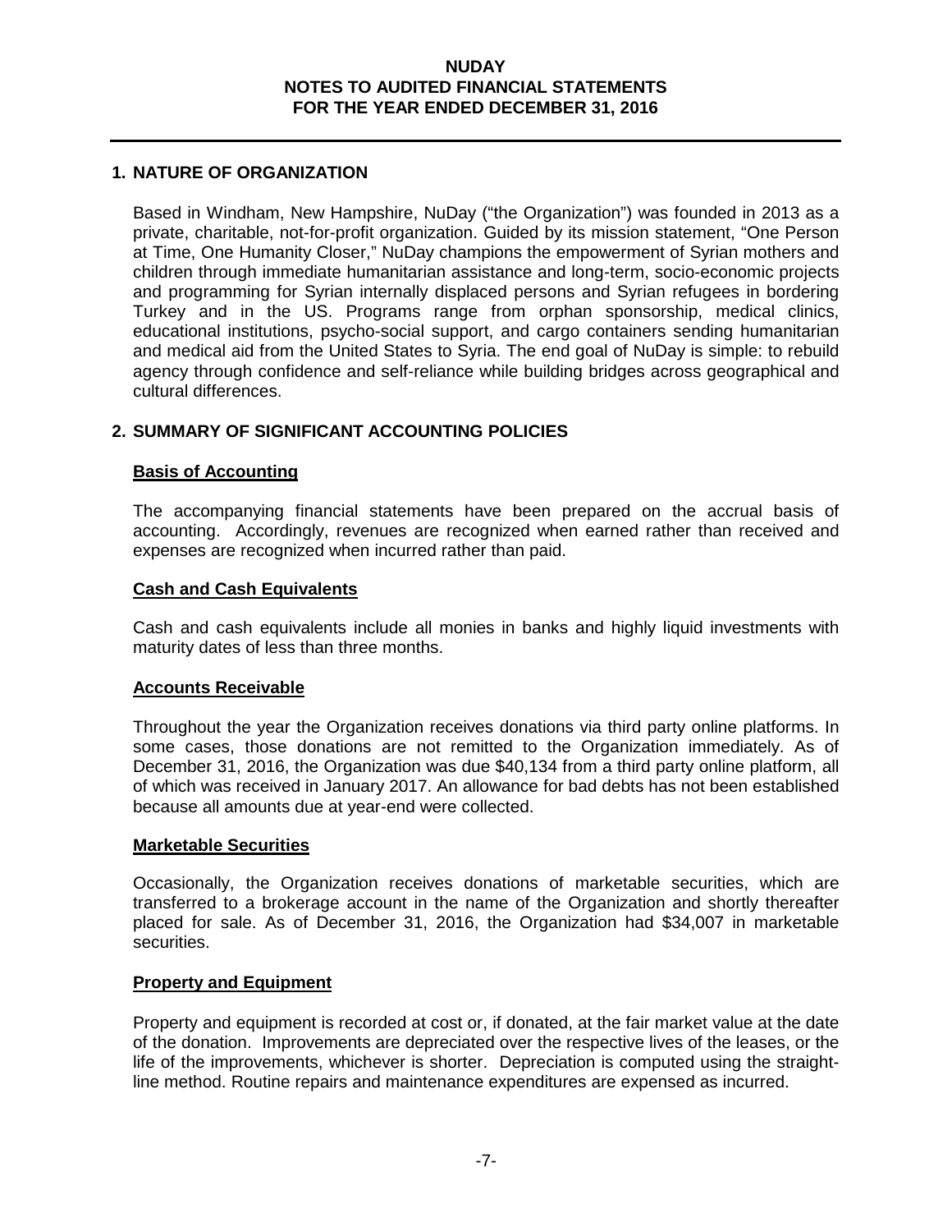## 1. NATURE OF ORGANIZATION

Based in Windham, New Hampshire, NuDay ("the Organization") was founded in 2013 as a private, charitable, not-for-profit organization. Guided by its mission statement, "One Person at Time, One Humanity Closer," NuDay champions the empowerment of Syrian mothers and children through immediate humanitarian assistance and long-term, socio-economic projects and programming for Syrian internally displaced persons and Syrian refugees in bordering Turkey and in the US. Programs range from orphan sponsorship, medical clinics, educational institutions, psycho-social support, and cargo containers sending humanitarian and medical aid from the United States to Syria. The end goal of NuDay is simple: to rebuild agency through confidence and self-reliance while building bridges across geographical and cultural differences.

## 2. SUMMARY OF SIGNIFICANT ACCOUNTING POLICIES

### Basis of Accounting

The accompanying financial statements have been prepared on the accrual basis of accounting. Accordingly, revenues are recognized when earned rather than received and expenses are recognized when incurred rather than paid.

### Cash and Cash Equivalents

Cash and cash equivalents include all monies in banks and highly liquid investments with maturity dates of less than three months.

### Accounts Receivable

Throughout the year the Organization receives donations via third party online platforms. In some cases, those donations are not remitted to the Organization immediately. As of December 31, 2016, the Organization was due $40,134 from a third party online platform, all of which was received in January 2017. An allowance for bad debts has not been established because all amounts due at year-end were collected.

### Marketable Securities

Occasionally, the Organization receives donations of marketable securities, which are transferred to a brokerage account in the name of the Organization and shortly thereafter placed for sale. As of December 31, 2016, the Organization had $34,007 in marketable securities.

### Property and Equipment

Property and equipment is recorded at cost or, if donated, at the fair market value at the date of the donation. Improvements are depreciated over the respective lives of the leases, or the life of the improvements, whichever is shorter. Depreciation is computed using the straight-line method. Routine repairs and maintenance expenditures are expensed as incurred.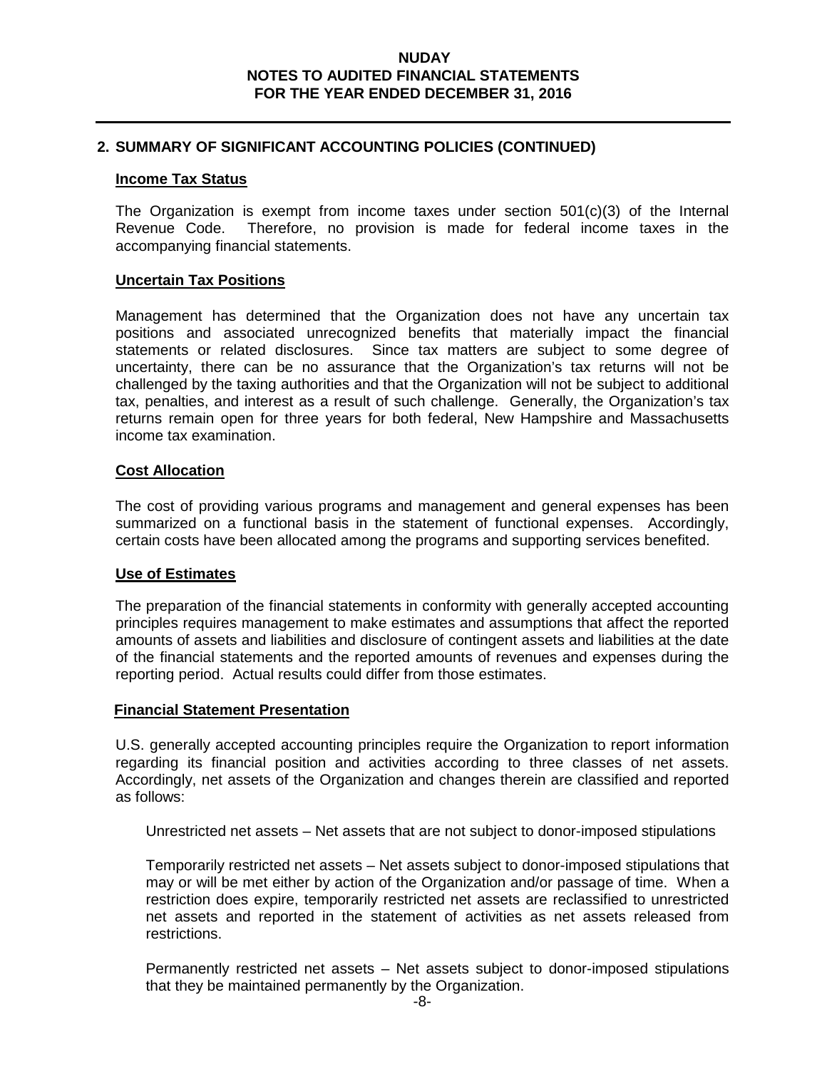## 2. SUMMARY OF SIGNIFICANT ACCOUNTING POLICIES (CONTINUED)

### Income Tax Status

The Organization is exempt from income taxes under section 501(c)(3) of the Internal Revenue Code. Therefore, no provision is made for federal income taxes in the accompanying financial statements.

### Uncertain Tax Positions

Management has determined that the Organization does not have any uncertain tax positions and associated unrecognized benefits that materially impact the financial statements or related disclosures. Since tax matters are subject to some degree of uncertainty, there can be no assurance that the Organization's tax returns will not be challenged by the taxing authorities and that the Organization will not be subject to additional tax, penalties, and interest as a result of such challenge. Generally, the Organization's tax returns remain open for three years for both federal, New Hampshire and Massachusetts income tax examination.

### Cost Allocation

The cost of providing various programs and management and general expenses has been summarized on a functional basis in the statement of functional expenses. Accordingly, certain costs have been allocated among the programs and supporting services benefited.

### Use of Estimates

The preparation of the financial statements in conformity with generally accepted accounting principles requires management to make estimates and assumptions that affect the reported amounts of assets and liabilities and disclosure of contingent assets and liabilities at the date of the financial statements and the reported amounts of revenues and expenses during the reporting period. Actual results could differ from those estimates.

### Financial Statement Presentation

U.S. generally accepted accounting principles require the Organization to report information regarding its financial position and activities according to three classes of net assets. Accordingly, net assets of the Organization and changes therein are classified and reported as follows:

Unrestricted net assets – Net assets that are not subject to donor-imposed stipulations

Temporarily restricted net assets – Net assets subject to donor-imposed stipulations that may or will be met either by action of the Organization and/or passage of time. When a restriction does expire, temporarily restricted net assets are reclassified to unrestricted net assets and reported in the statement of activities as net assets released from restrictions.

Permanently restricted net assets – Net assets subject to donor-imposed stipulations that they be maintained permanently by the Organization.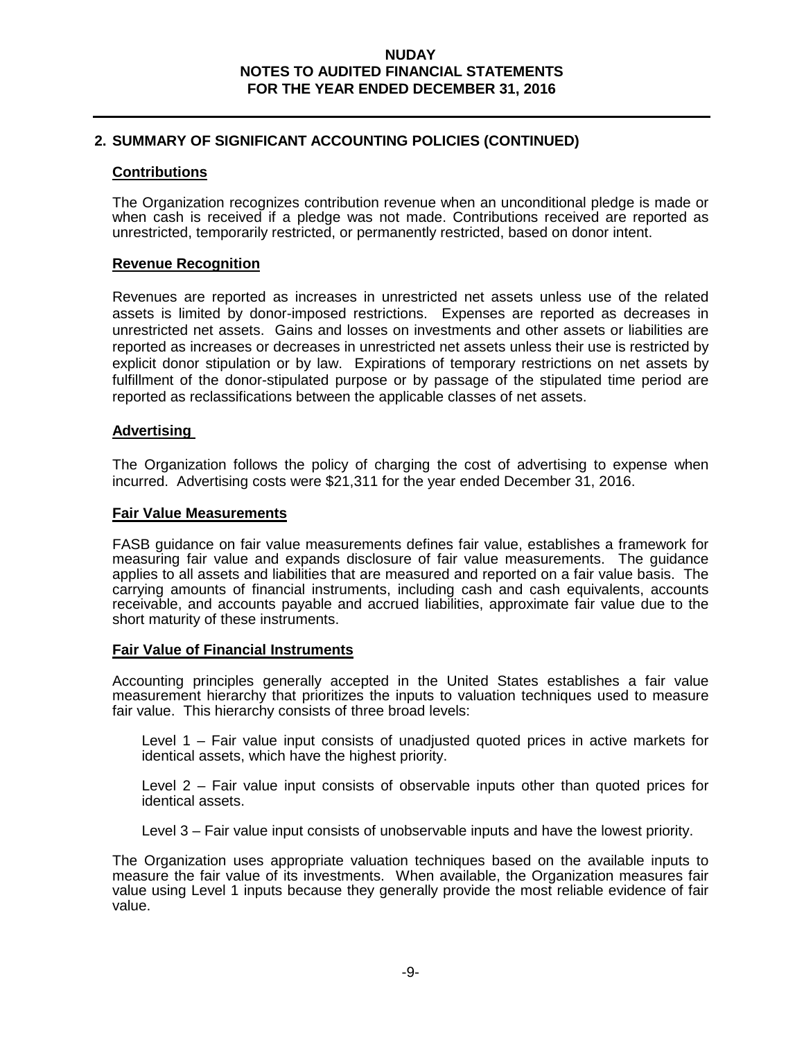## 2. SUMMARY OF SIGNIFICANT ACCOUNTING POLICIES (CONTINUED)

### Contributions

The Organization recognizes contribution revenue when an unconditional pledge is made or when cash is received if a pledge was not made. Contributions received are reported as unrestricted, temporarily restricted, or permanently restricted, based on donor intent.

### Revenue Recognition

Revenues are reported as increases in unrestricted net assets unless use of the related assets is limited by donor-imposed restrictions. Expenses are reported as decreases in unrestricted net assets. Gains and losses on investments and other assets or liabilities are reported as increases or decreases in unrestricted net assets unless their use is restricted by explicit donor stipulation or by law. Expirations of temporary restrictions on net assets by fulfillment of the donor-stipulated purpose or by passage of the stipulated time period are reported as reclassifications between the applicable classes of net assets.

### Advertising

The Organization follows the policy of charging the cost of advertising to expense when incurred. Advertising costs were $21,311 for the year ended December 31, 2016.

### Fair Value Measurements

FASB guidance on fair value measurements defines fair value, establishes a framework for measuring fair value and expands disclosure of fair value measurements. The guidance applies to all assets and liabilities that are measured and reported on a fair value basis. The carrying amounts of financial instruments, including cash and cash equivalents, accounts receivable, and accounts payable and accrued liabilities, approximate fair value due to the short maturity of these instruments.

### Fair Value of Financial Instruments

Accounting principles generally accepted in the United States establishes a fair value measurement hierarchy that prioritizes the inputs to valuation techniques used to measure fair value. This hierarchy consists of three broad levels:

Level 1 – Fair value input consists of unadjusted quoted prices in active markets for identical assets, which have the highest priority.

Level 2 – Fair value input consists of observable inputs other than quoted prices for identical assets.

Level 3 – Fair value input consists of unobservable inputs and have the lowest priority.

The Organization uses appropriate valuation techniques based on the available inputs to measure the fair value of its investments. When available, the Organization measures fair value using Level 1 inputs because they generally provide the most reliable evidence of fair value.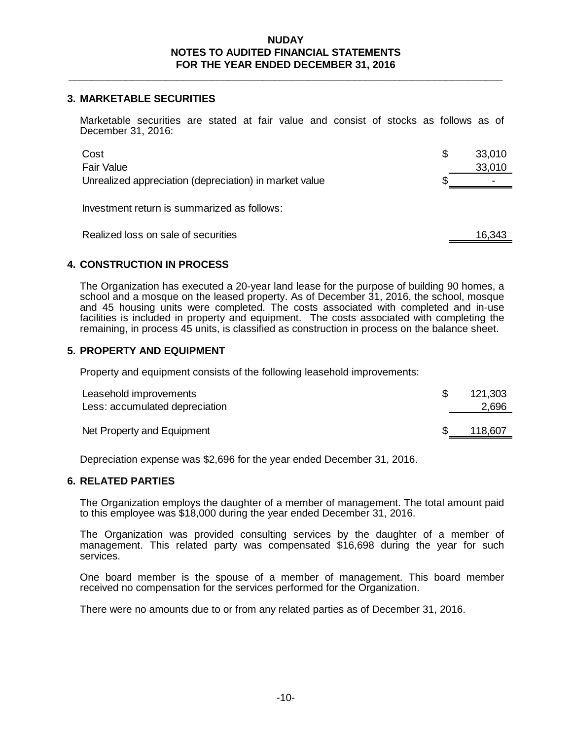**NUDAY**
**NOTES TO AUDITED FINANCIAL STATEMENTS**
**FOR THE YEAR ENDED DECEMBER 31, 2016**

## 3. MARKETABLE SECURITIES

Marketable securities are stated at fair value and consist of stocks as follows as of December 31, 2016:

| | | |
|---|---|---|
| Cost | $ | 33,010 |
| Fair Value | | 33,010 |
| Unrealized appreciation (depreciation) in market value | $ | - |

Investment return is summarized as follows:

| | |
|---|---|
| Realized loss on sale of securities | 16,343 |

## 4. CONSTRUCTION IN PROCESS

The Organization has executed a 20-year land lease for the purpose of building 90 homes, a school and a mosque on the leased property. As of December 31, 2016, the school, mosque and 45 housing units were completed. The costs associated with completed and in-use facilities is included in property and equipment. The costs associated with completing the remaining, in process 45 units, is classified as construction in process on the balance sheet.

## 5. PROPERTY AND EQUIPMENT

Property and equipment consists of the following leasehold improvements:

| | | |
|---|---|---|
| Leasehold improvements | $ | 121,303 |
| Less: accumulated depreciation | | 2,696 |
| Net Property and Equipment | $ | 118,607 |

Depreciation expense was $2,696 for the year ended December 31, 2016.

## 6. RELATED PARTIES

The Organization employs the daughter of a member of management. The total amount paid to this employee was $18,000 during the year ended December 31, 2016.

The Organization was provided consulting services by the daughter of a member of management. This related party was compensated $16,698 during the year for such services.

One board member is the spouse of a member of management. This board member received no compensation for the services performed for the Organization.

There were no amounts due to or from any related parties as of December 31, 2016.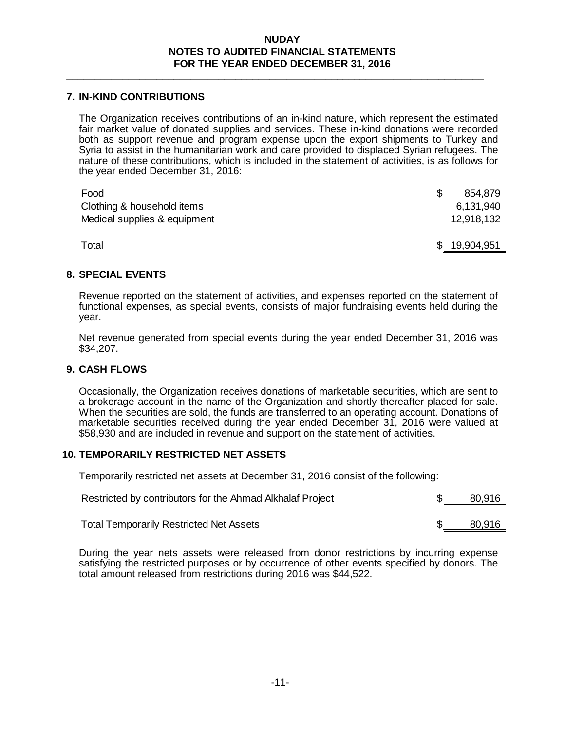## 7. IN-KIND CONTRIBUTIONS

The Organization receives contributions of an in-kind nature, which represent the estimated fair market value of donated supplies and services. These in-kind donations were recorded both as support revenue and program expense upon the export shipments to Turkey and Syria to assist in the humanitarian work and care provided to displaced Syrian refugees. The nature of these contributions, which is included in the statement of activities, is as follows for the year ended December 31, 2016:

| | |
|---|---|
| Food | $ 854,879 |
| Clothing & household items | 6,131,940 |
| Medical supplies & equipment | 12,918,132 |
| Total | $ 19,904,951 |

## 8. SPECIAL EVENTS

Revenue reported on the statement of activities, and expenses reported on the statement of functional expenses, as special events, consists of major fundraising events held during the year.

Net revenue generated from special events during the year ended December 31, 2016 was $34,207.

## 9. CASH FLOWS

Occasionally, the Organization receives donations of marketable securities, which are sent to a brokerage account in the name of the Organization and shortly thereafter placed for sale. When the securities are sold, the funds are transferred to an operating account. Donations of marketable securities received during the year ended December 31, 2016 were valued at $58,930 and are included in revenue and support on the statement of activities.

## 10. TEMPORARILY RESTRICTED NET ASSETS

Temporarily restricted net assets at December 31, 2016 consist of the following:

| | |
|---|---|
| Restricted by contributors for the Ahmad Alkhalaf Project | $ 80,916 |
| Total Temporarily Restricted Net Assets | $ 80,916 |

During the year nets assets were released from donor restrictions by incurring expense satisfying the restricted purposes or by occurrence of other events specified by donors. The total amount released from restrictions during 2016 was $44,522.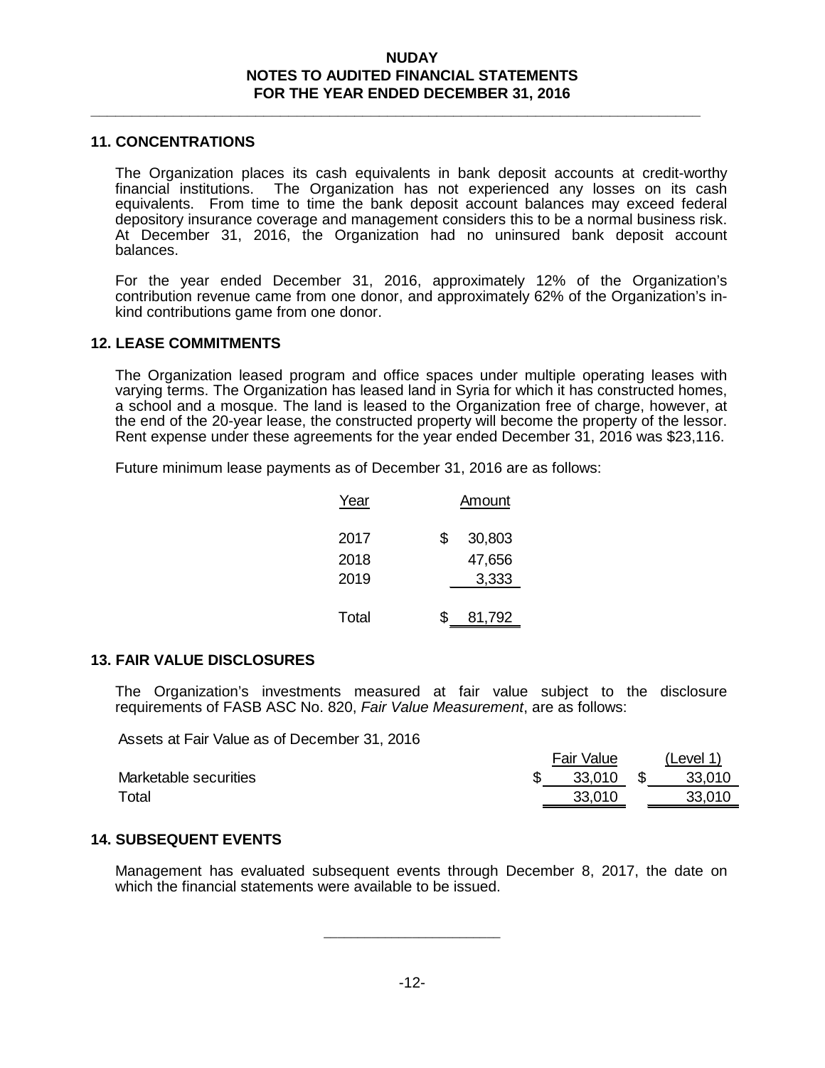**NUDAY**
**NOTES TO AUDITED FINANCIAL STATEMENTS**
**FOR THE YEAR ENDED DECEMBER 31, 2016**

## 11. CONCENTRATIONS

The Organization places its cash equivalents in bank deposit accounts at credit-worthy financial institutions. The Organization has not experienced any losses on its cash equivalents. From time to time the bank deposit account balances may exceed federal depository insurance coverage and management considers this to be a normal business risk. At December 31, 2016, the Organization had no uninsured bank deposit account balances.

For the year ended December 31, 2016, approximately 12% of the Organization's contribution revenue came from one donor, and approximately 62% of the Organization's in-kind contributions game from one donor.

## 12. LEASE COMMITMENTS

The Organization leased program and office spaces under multiple operating leases with varying terms. The Organization has leased land in Syria for which it has constructed homes, a school and a mosque. The land is leased to the Organization free of charge, however, at the end of the 20-year lease, the constructed property will become the property of the lessor. Rent expense under these agreements for the year ended December 31, 2016 was $23,116.

Future minimum lease payments as of December 31, 2016 are as follows:

| Year | Amount |
|---|---|
| 2017 | $ 30,803 |
| 2018 | 47,656 |
| 2019 | 3,333 |
| Total | $ 81,792 |

## 13. FAIR VALUE DISCLOSURES

The Organization's investments measured at fair value subject to the disclosure requirements of FASB ASC No. 820, *Fair Value Measurement*, are as follows:

Assets at Fair Value as of December 31, 2016

| | Fair Value | (Level 1) |
|---|---|---|
| Marketable securities | $ 33,010 | $ 33,010 |
| Total | 33,010 | 33,010 |

## 14. SUBSEQUENT EVENTS

Management has evaluated subsequent events through December 8, 2017, the date on which the financial statements were available to be issued.